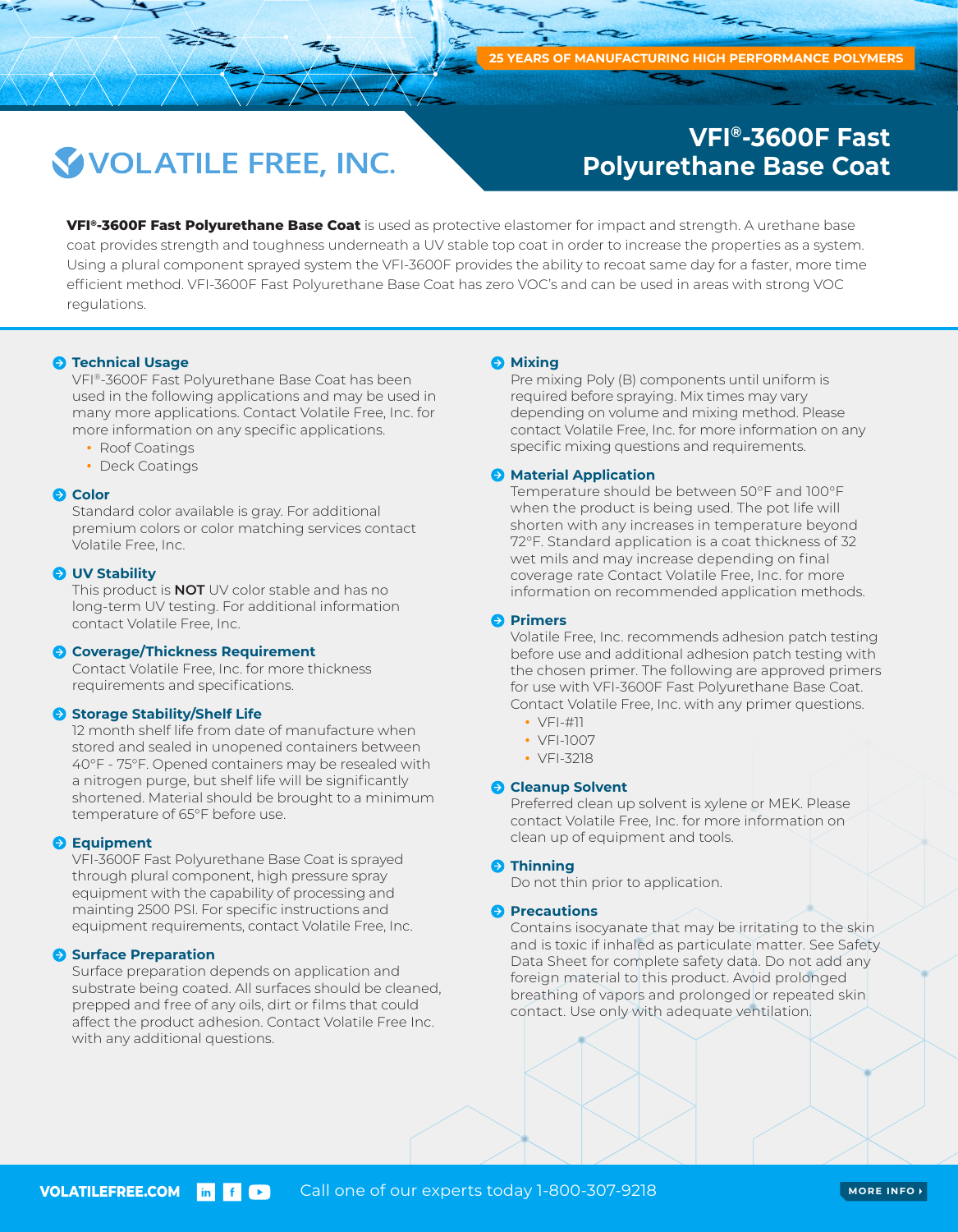25 YEARS OF MANUFACTURING HIGH PERFORMANCE POLYMERS

VOLATILE FREE, INC.

# VFI®-3600F Fast Polyurethane Base Coat

**VFI®-3600F Fast Polyurethane Base Coat** is used as protective elastomer for impact and strength. A urethane base coat provides strength and toughness underneath a UV stable top coat in order to increase the properties as a system. Using a plural component sprayed system the VFI-3600F provides the ability to recoat same day for a faster, more time efficient method. VFI-3600F Fast Polyurethane Base Coat has zero VOC's and can be used in areas with strong VOC regulations.

## Technical Usage

VFI®-3600F Fast Polyurethane Base Coat has been used in the following applications and may be used in many more applications. Contact Volatile Free, Inc. for more information on any specific applications.

- Roof Coatings
- Deck Coatings

## Color

Standard color available is gray. For additional premium colors or color matching services contact Volatile Free, Inc.

## UV Stability

This product is **NOT** UV color stable and has no long-term UV testing. For additional information contact Volatile Free, Inc.

## Coverage/Thickness Requirement

Contact Volatile Free, Inc. for more thickness requirements and specifications.

## Storage Stability/Shelf Life

12 month shelf life from date of manufacture when stored and sealed in unopened containers between 40°F - 75°F. Opened containers may be resealed with a nitrogen purge, but shelf life will be significantly shortened. Material should be brought to a minimum temperature of 65°F before use.

## Equipment

VFI-3600F Fast Polyurethane Base Coat is sprayed through plural component, high pressure spray equipment with the capability of processing and mainting 2500 PSI. For specific instructions and equipment requirements, contact Volatile Free, Inc.

## Surface Preparation

Surface preparation depends on application and substrate being coated. All surfaces should be cleaned, prepped and free of any oils, dirt or films that could affect the product adhesion. Contact Volatile Free Inc. with any additional questions.

## Mixing

Pre mixing Poly (B) components until uniform is required before spraying. Mix times may vary depending on volume and mixing method. Please contact Volatile Free, Inc. for more information on any specific mixing questions and requirements.

## Material Application

Temperature should be between 50°F and 100°F when the product is being used. The pot life will shorten with any increases in temperature beyond 72°F. Standard application is a coat thickness of 32 wet mils and may increase depending on final coverage rate Contact Volatile Free, Inc. for more information on recommended application methods.

## Primers

Volatile Free, Inc. recommends adhesion patch testing before use and additional adhesion patch testing with the chosen primer. The following are approved primers for use with VFI-3600F Fast Polyurethane Base Coat. Contact Volatile Free, Inc. with any primer questions.

- VFI-#11
- VFI-1007
- VFI-3218

## Cleanup Solvent

Preferred clean up solvent is xylene or MEK. Please contact Volatile Free, Inc. for more information on clean up of equipment and tools.

## Thinning

Do not thin prior to application.

## Precautions

Contains isocyanate that may be irritating to the skin and is toxic if inhaled as particulate matter. See Safety Data Sheet for complete safety data. Do not add any foreign material to this product. Avoid prolonged breathing of vapors and prolonged or repeated skin contact. Use only with adequate ventilation.

VOLATILEFREE.COM Call one of our experts today 1-800-307-9218 MORE INFO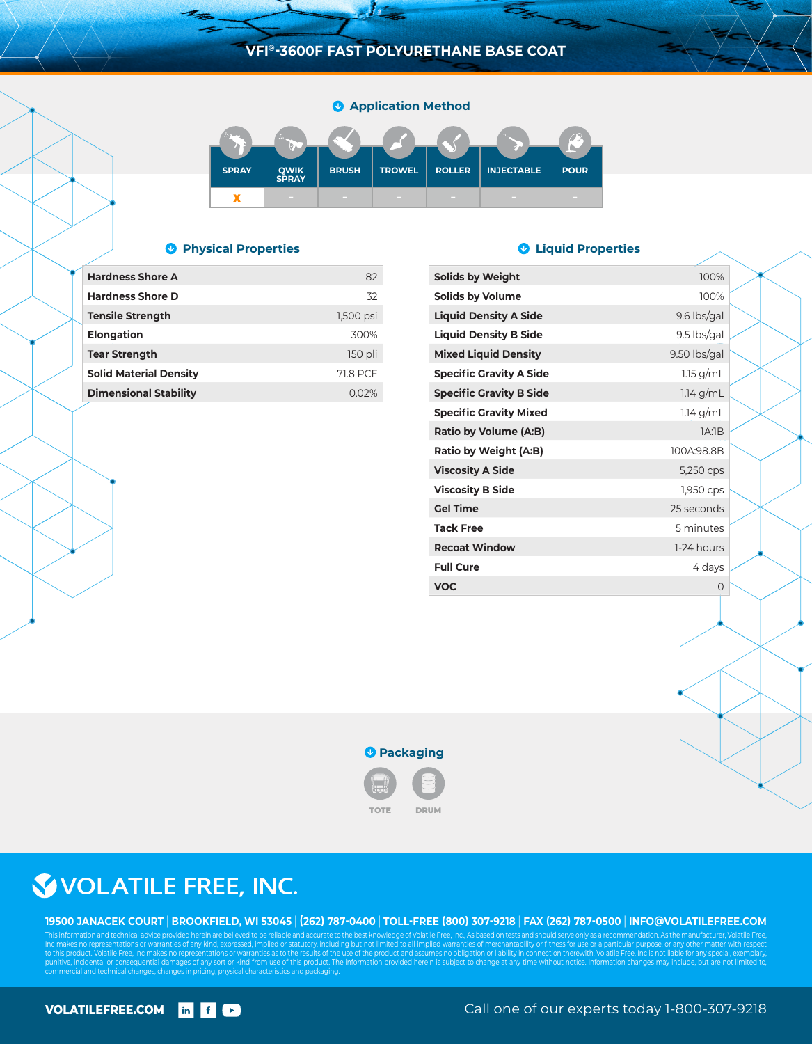# VFI®-3600F FAST POLYURETHANE BASE COAT

## Application Method

| SPRAY | QWIK SPRAY | BRUSH | TROWEL | ROLLER | INJECTABLE | POUR |
|---|---|---|---|---|---|---|
| X | - | - | - | - | - | - |

## Physical Properties

| | |
|---|---|
| Hardness Shore A | 82 |
| Hardness Shore D | 32 |
| Tensile Strength | 1,500 psi |
| Elongation | 300% |
| Tear Strength | 150 pli |
| Solid Material Density | 71.8 PCF |
| Dimensional Stability | 0.02% |

## Liquid Properties

| | |
|---|---|
| Solids by Weight | 100% |
| Solids by Volume | 100% |
| Liquid Density A Side | 9.6 lbs/gal |
| Liquid Density B Side | 9.5 lbs/gal |
| Mixed Liquid Density | 9.50 lbs/gal |
| Specific Gravity A Side | 1.15 g/mL |
| Specific Gravity B Side | 1.14 g/mL |
| Specific Gravity Mixed | 1.14 g/mL |
| Ratio by Volume (A:B) | 1A:1B |
| Ratio by Weight (A:B) | 100A:98.8B |
| Viscosity A Side | 5,250 cps |
| Viscosity B Side | 1,950 cps |
| Gel Time | 25 seconds |
| Tack Free | 5 minutes |
| Recoat Window | 1-24 hours |
| Full Cure | 4 days |
| VOC | 0 |

## Packaging

TOTE

DRUM

**VOLATILE FREE, INC.**

**19500 JANACEK COURT | BROOKFIELD, WI 53045 | (262) 787-0400 | TOLL-FREE (800) 307-9218 | FAX (262) 787-0500 | INFO@VOLATILEFREE.COM**

This information and technical advice provided herein are believed to be reliable and accurate to the best knowledge of Volatile Free, Inc., As based on tests and should serve only as a recommendation. As the manufacturer, Volatile Free, Inc makes no representations or warranties of any kind, expressed, implied or statutory, including but not limited to all implied warranties of merchantability or fitness for use or a particular purpose, or any other matter with respect to this product. Volatile Free, Inc makes no representations or warranties as to the results of the use of the product and assumes no obligation or liability in connection therewith. Volatile Free, Inc is not liable for any special, exemplary, punitive, incidental or consequential damages of any sort or kind from use of this product. The information provided herein is subject to change at any time without notice. Information changes may include, but are not limited to, commercial and technical changes, changes in pricing, physical characteristics and packaging.

**VOLATILEFREE.COM**

Call one of our experts today 1-800-307-9218